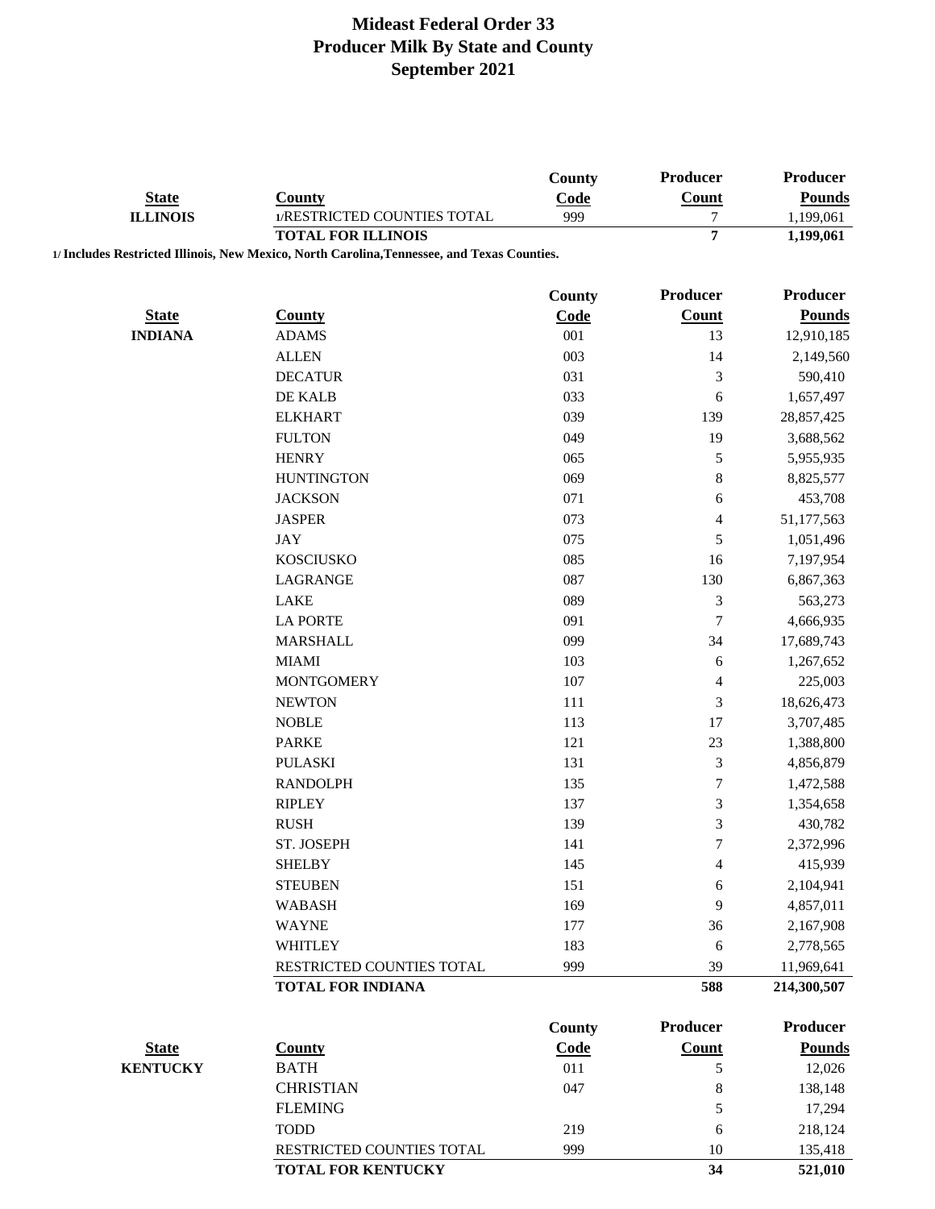# Mideast Federal Order 33
## Producer Milk By State and County
## September 2021

| State | County | County Code | Producer Count | Producer Pounds |
|---|---|---|---|---|
| ILLINOIS | 1/RESTRICTED COUNTIES TOTAL | 999 | 7 | 1,199,061 |
| | **TOTAL FOR ILLINOIS** | | **7** | **1,199,061** |

**1/ Includes Restricted Illinois, New Mexico, North Carolina,Tennessee, and Texas Counties.**

| State | County | County Code | Producer Count | Producer Pounds |
|---|---|---|---|---|
| INDIANA | ADAMS | 001 | 13 | 12,910,185 |
| | ALLEN | 003 | 14 | 2,149,560 |
| | DECATUR | 031 | 3 | 590,410 |
| | DE KALB | 033 | 6 | 1,657,497 |
| | ELKHART | 039 | 139 | 28,857,425 |
| | FULTON | 049 | 19 | 3,688,562 |
| | HENRY | 065 | 5 | 5,955,935 |
| | HUNTINGTON | 069 | 8 | 8,825,577 |
| | JACKSON | 071 | 6 | 453,708 |
| | JASPER | 073 | 4 | 51,177,563 |
| | JAY | 075 | 5 | 1,051,496 |
| | KOSCIUSKO | 085 | 16 | 7,197,954 |
| | LAGRANGE | 087 | 130 | 6,867,363 |
| | LAKE | 089 | 3 | 563,273 |
| | LA PORTE | 091 | 7 | 4,666,935 |
| | MARSHALL | 099 | 34 | 17,689,743 |
| | MIAMI | 103 | 6 | 1,267,652 |
| | MONTGOMERY | 107 | 4 | 225,003 |
| | NEWTON | 111 | 3 | 18,626,473 |
| | NOBLE | 113 | 17 | 3,707,485 |
| | PARKE | 121 | 23 | 1,388,800 |
| | PULASKI | 131 | 3 | 4,856,879 |
| | RANDOLPH | 135 | 7 | 1,472,588 |
| | RIPLEY | 137 | 3 | 1,354,658 |
| | RUSH | 139 | 3 | 430,782 |
| | ST. JOSEPH | 141 | 7 | 2,372,996 |
| | SHELBY | 145 | 4 | 415,939 |
| | STEUBEN | 151 | 6 | 2,104,941 |
| | WABASH | 169 | 9 | 4,857,011 |
| | WAYNE | 177 | 36 | 2,167,908 |
| | WHITLEY | 183 | 6 | 2,778,565 |
| | RESTRICTED COUNTIES TOTAL | 999 | 39 | 11,969,641 |
| | **TOTAL FOR INDIANA** | | **588** | **214,300,507** |

| State | County | County Code | Producer Count | Producer Pounds |
|---|---|---|---|---|
| KENTUCKY | BATH | 011 | 5 | 12,026 |
| | CHRISTIAN | 047 | 8 | 138,148 |
| | FLEMING | | 5 | 17,294 |
| | TODD | 219 | 6 | 218,124 |
| | RESTRICTED COUNTIES TOTAL | 999 | 10 | 135,418 |
| | **TOTAL FOR KENTUCKY** | | **34** | **521,010** |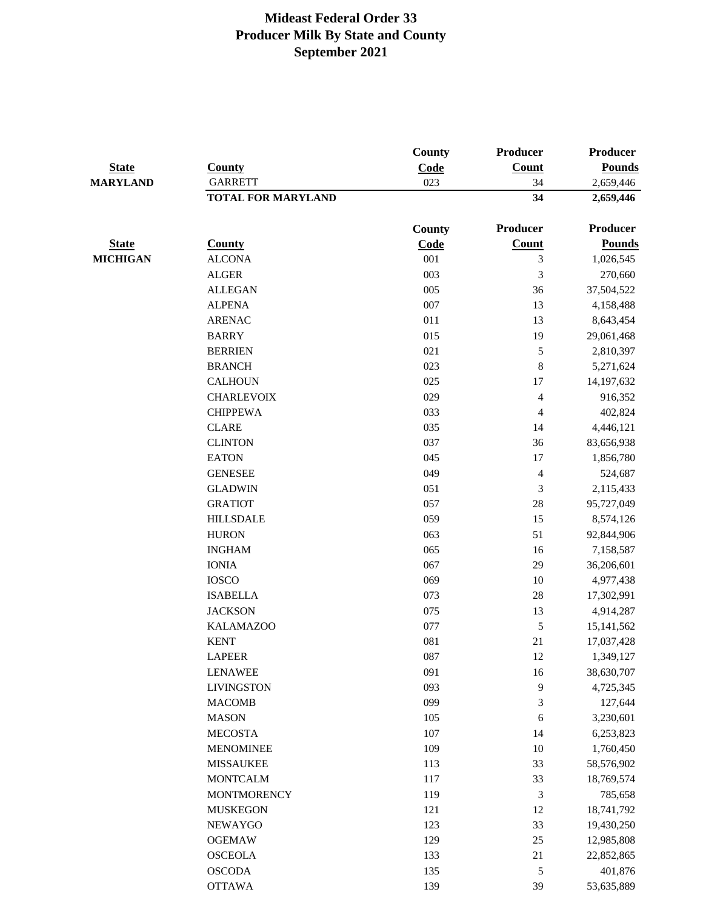# Mideast Federal Order 33
## Producer Milk By State and County
### September 2021

| State | County | County Code | Producer Count | Producer Pounds |
|---|---|---|---|---|
| MARYLAND | GARRETT | 023 | 34 | 2,659,446 |
| | TOTAL FOR MARYLAND | | 34 | 2,659,446 |

| State | County | County Code | Producer Count | Producer Pounds |
|---|---|---|---|---|
| MICHIGAN | ALCONA | 001 | 3 | 1,026,545 |
| | ALGER | 003 | 3 | 270,660 |
| | ALLEGAN | 005 | 36 | 37,504,522 |
| | ALPENA | 007 | 13 | 4,158,488 |
| | ARENAC | 011 | 13 | 8,643,454 |
| | BARRY | 015 | 19 | 29,061,468 |
| | BERRIEN | 021 | 5 | 2,810,397 |
| | BRANCH | 023 | 8 | 5,271,624 |
| | CALHOUN | 025 | 17 | 14,197,632 |
| | CHARLEVOIX | 029 | 4 | 916,352 |
| | CHIPPEWA | 033 | 4 | 402,824 |
| | CLARE | 035 | 14 | 4,446,121 |
| | CLINTON | 037 | 36 | 83,656,938 |
| | EATON | 045 | 17 | 1,856,780 |
| | GENESEE | 049 | 4 | 524,687 |
| | GLADWIN | 051 | 3 | 2,115,433 |
| | GRATIOT | 057 | 28 | 95,727,049 |
| | HILLSDALE | 059 | 15 | 8,574,126 |
| | HURON | 063 | 51 | 92,844,906 |
| | INGHAM | 065 | 16 | 7,158,587 |
| | IONIA | 067 | 29 | 36,206,601 |
| | IOSCO | 069 | 10 | 4,977,438 |
| | ISABELLA | 073 | 28 | 17,302,991 |
| | JACKSON | 075 | 13 | 4,914,287 |
| | KALAMAZOO | 077 | 5 | 15,141,562 |
| | KENT | 081 | 21 | 17,037,428 |
| | LAPEER | 087 | 12 | 1,349,127 |
| | LENAWEE | 091 | 16 | 38,630,707 |
| | LIVINGSTON | 093 | 9 | 4,725,345 |
| | MACOMB | 099 | 3 | 127,644 |
| | MASON | 105 | 6 | 3,230,601 |
| | MECOSTA | 107 | 14 | 6,253,823 |
| | MENOMINEE | 109 | 10 | 1,760,450 |
| | MISSAUKEE | 113 | 33 | 58,576,902 |
| | MONTCALM | 117 | 33 | 18,769,574 |
| | MONTMORENCY | 119 | 3 | 785,658 |
| | MUSKEGON | 121 | 12 | 18,741,792 |
| | NEWAYGO | 123 | 33 | 19,430,250 |
| | OGEMAW | 129 | 25 | 12,985,808 |
| | OSCEOLA | 133 | 21 | 22,852,865 |
| | OSCODA | 135 | 5 | 401,876 |
| | OTTAWA | 139 | 39 | 53,635,889 |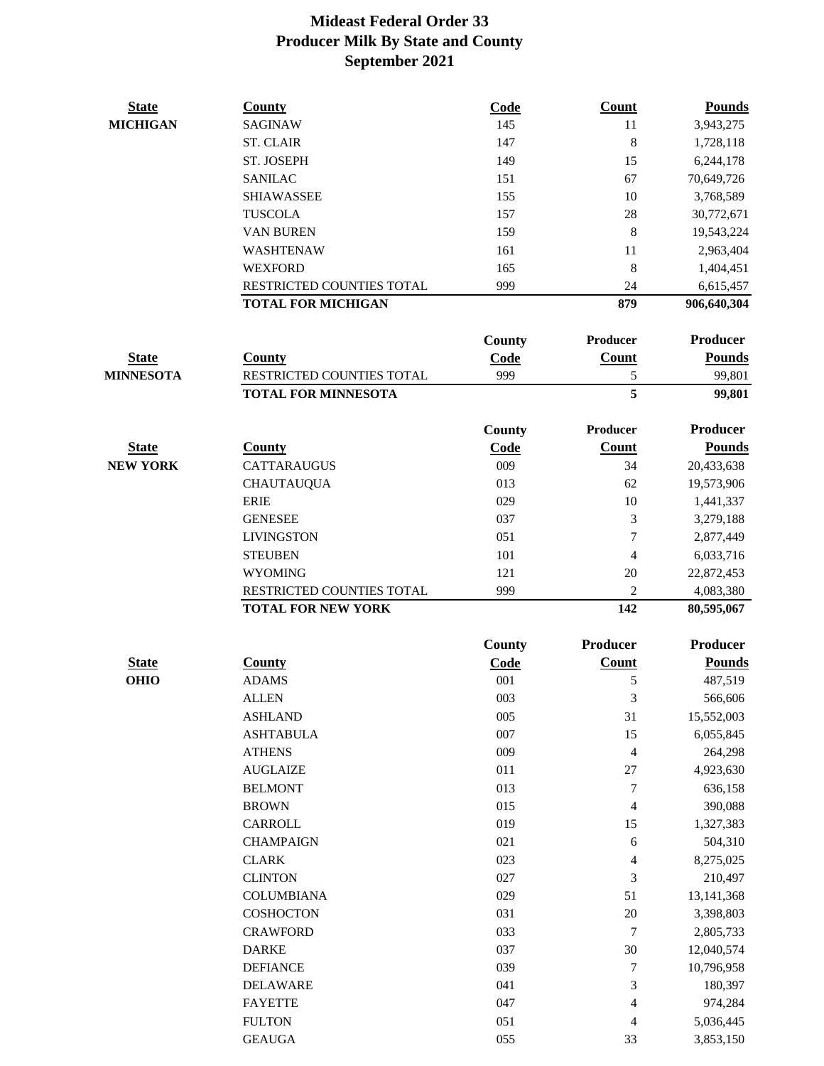# Mideast Federal Order 33
## Producer Milk By State and County
## September 2021

| State | County | Code | Count | Pounds |
|---|---|---|---|---|
| MICHIGAN | SAGINAW | 145 | 11 | 3,943,275 |
| | ST. CLAIR | 147 | 8 | 1,728,118 |
| | ST. JOSEPH | 149 | 15 | 6,244,178 |
| | SANILAC | 151 | 67 | 70,649,726 |
| | SHIAWASSEE | 155 | 10 | 3,768,589 |
| | TUSCOLA | 157 | 28 | 30,772,671 |
| | VAN BUREN | 159 | 8 | 19,543,224 |
| | WASHTENAW | 161 | 11 | 2,963,404 |
| | WEXFORD | 165 | 8 | 1,404,451 |
| | RESTRICTED COUNTIES TOTAL | 999 | 24 | 6,615,457 |
| | **TOTAL FOR MICHIGAN** | | **879** | **906,640,304** |

| State | County | County Code | Producer Count | Producer Pounds |
|---|---|---|---|---|
| MINNESOTA | RESTRICTED COUNTIES TOTAL | 999 | 5 | 99,801 |
| | **TOTAL FOR MINNESOTA** | | **5** | **99,801** |

| State | County | County Code | Producer Count | Producer Pounds |
|---|---|---|---|---|
| NEW YORK | CATTARAUGUS | 009 | 34 | 20,433,638 |
| | CHAUTAUQUA | 013 | 62 | 19,573,906 |
| | ERIE | 029 | 10 | 1,441,337 |
| | GENESEE | 037 | 3 | 3,279,188 |
| | LIVINGSTON | 051 | 7 | 2,877,449 |
| | STEUBEN | 101 | 4 | 6,033,716 |
| | WYOMING | 121 | 20 | 22,872,453 |
| | RESTRICTED COUNTIES TOTAL | 999 | 2 | 4,083,380 |
| | **TOTAL FOR NEW YORK** | | **142** | **80,595,067** |

| State | County | County Code | Producer Count | Producer Pounds |
|---|---|---|---|---|
| OHIO | ADAMS | 001 | 5 | 487,519 |
| | ALLEN | 003 | 3 | 566,606 |
| | ASHLAND | 005 | 31 | 15,552,003 |
| | ASHTABULA | 007 | 15 | 6,055,845 |
| | ATHENS | 009 | 4 | 264,298 |
| | AUGLAIZE | 011 | 27 | 4,923,630 |
| | BELMONT | 013 | 7 | 636,158 |
| | BROWN | 015 | 4 | 390,088 |
| | CARROLL | 019 | 15 | 1,327,383 |
| | CHAMPAIGN | 021 | 6 | 504,310 |
| | CLARK | 023 | 4 | 8,275,025 |
| | CLINTON | 027 | 3 | 210,497 |
| | COLUMBIANA | 029 | 51 | 13,141,368 |
| | COSHOCTON | 031 | 20 | 3,398,803 |
| | CRAWFORD | 033 | 7 | 2,805,733 |
| | DARKE | 037 | 30 | 12,040,574 |
| | DEFIANCE | 039 | 7 | 10,796,958 |
| | DELAWARE | 041 | 3 | 180,397 |
| | FAYETTE | 047 | 4 | 974,284 |
| | FULTON | 051 | 4 | 5,036,445 |
| | GEAUGA | 055 | 33 | 3,853,150 |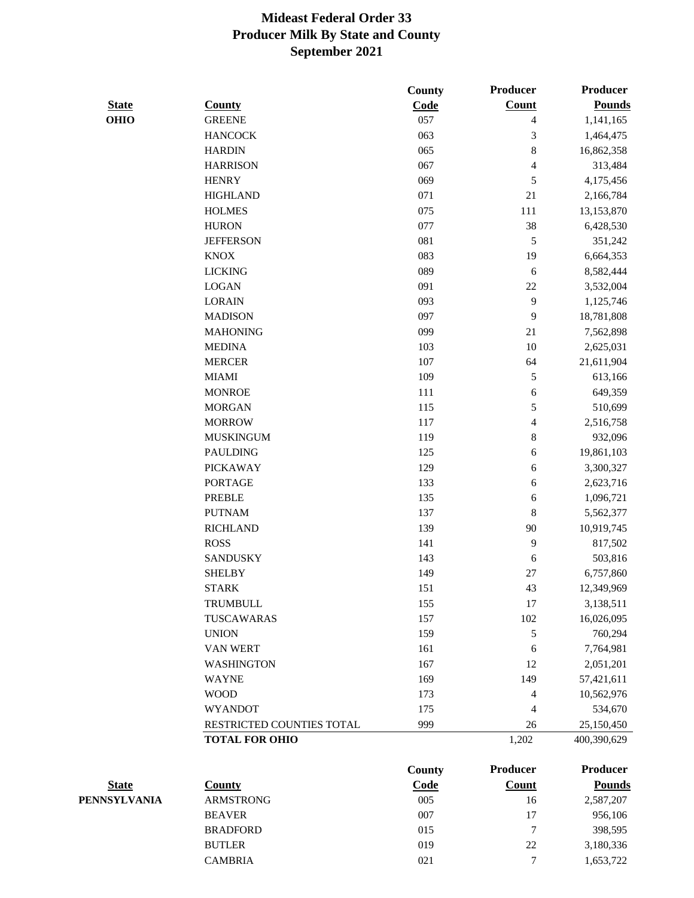# Mideast Federal Order 33
## Producer Milk By State and County
## September 2021

| State | County | County Code | Producer Count | Producer Pounds |
|---|---|---|---|---|
| OHIO | GREENE | 057 | 4 | 1,141,165 |
| | HANCOCK | 063 | 3 | 1,464,475 |
| | HARDIN | 065 | 8 | 16,862,358 |
| | HARRISON | 067 | 4 | 313,484 |
| | HENRY | 069 | 5 | 4,175,456 |
| | HIGHLAND | 071 | 21 | 2,166,784 |
| | HOLMES | 075 | 111 | 13,153,870 |
| | HURON | 077 | 38 | 6,428,530 |
| | JEFFERSON | 081 | 5 | 351,242 |
| | KNOX | 083 | 19 | 6,664,353 |
| | LICKING | 089 | 6 | 8,582,444 |
| | LOGAN | 091 | 22 | 3,532,004 |
| | LORAIN | 093 | 9 | 1,125,746 |
| | MADISON | 097 | 9 | 18,781,808 |
| | MAHONING | 099 | 21 | 7,562,898 |
| | MEDINA | 103 | 10 | 2,625,031 |
| | MERCER | 107 | 64 | 21,611,904 |
| | MIAMI | 109 | 5 | 613,166 |
| | MONROE | 111 | 6 | 649,359 |
| | MORGAN | 115 | 5 | 510,699 |
| | MORROW | 117 | 4 | 2,516,758 |
| | MUSKINGUM | 119 | 8 | 932,096 |
| | PAULDING | 125 | 6 | 19,861,103 |
| | PICKAWAY | 129 | 6 | 3,300,327 |
| | PORTAGE | 133 | 6 | 2,623,716 |
| | PREBLE | 135 | 6 | 1,096,721 |
| | PUTNAM | 137 | 8 | 5,562,377 |
| | RICHLAND | 139 | 90 | 10,919,745 |
| | ROSS | 141 | 9 | 817,502 |
| | SANDUSKY | 143 | 6 | 503,816 |
| | SHELBY | 149 | 27 | 6,757,860 |
| | STARK | 151 | 43 | 12,349,969 |
| | TRUMBULL | 155 | 17 | 3,138,511 |
| | TUSCAWARAS | 157 | 102 | 16,026,095 |
| | UNION | 159 | 5 | 760,294 |
| | VAN WERT | 161 | 6 | 7,764,981 |
| | WASHINGTON | 167 | 12 | 2,051,201 |
| | WAYNE | 169 | 149 | 57,421,611 |
| | WOOD | 173 | 4 | 10,562,976 |
| | WYANDOT | 175 | 4 | 534,670 |
| | RESTRICTED COUNTIES TOTAL | 999 | 26 | 25,150,450 |
| | **TOTAL FOR OHIO** | | 1,202 | 400,390,629 |

| State | County | County Code | Producer Count | Producer Pounds |
|---|---|---|---|---|
| PENNSYLVANIA | ARMSTRONG | 005 | 16 | 2,587,207 |
| | BEAVER | 007 | 17 | 956,106 |
| | BRADFORD | 015 | 7 | 398,595 |
| | BUTLER | 019 | 22 | 3,180,336 |
| | CAMBRIA | 021 | 7 | 1,653,722 |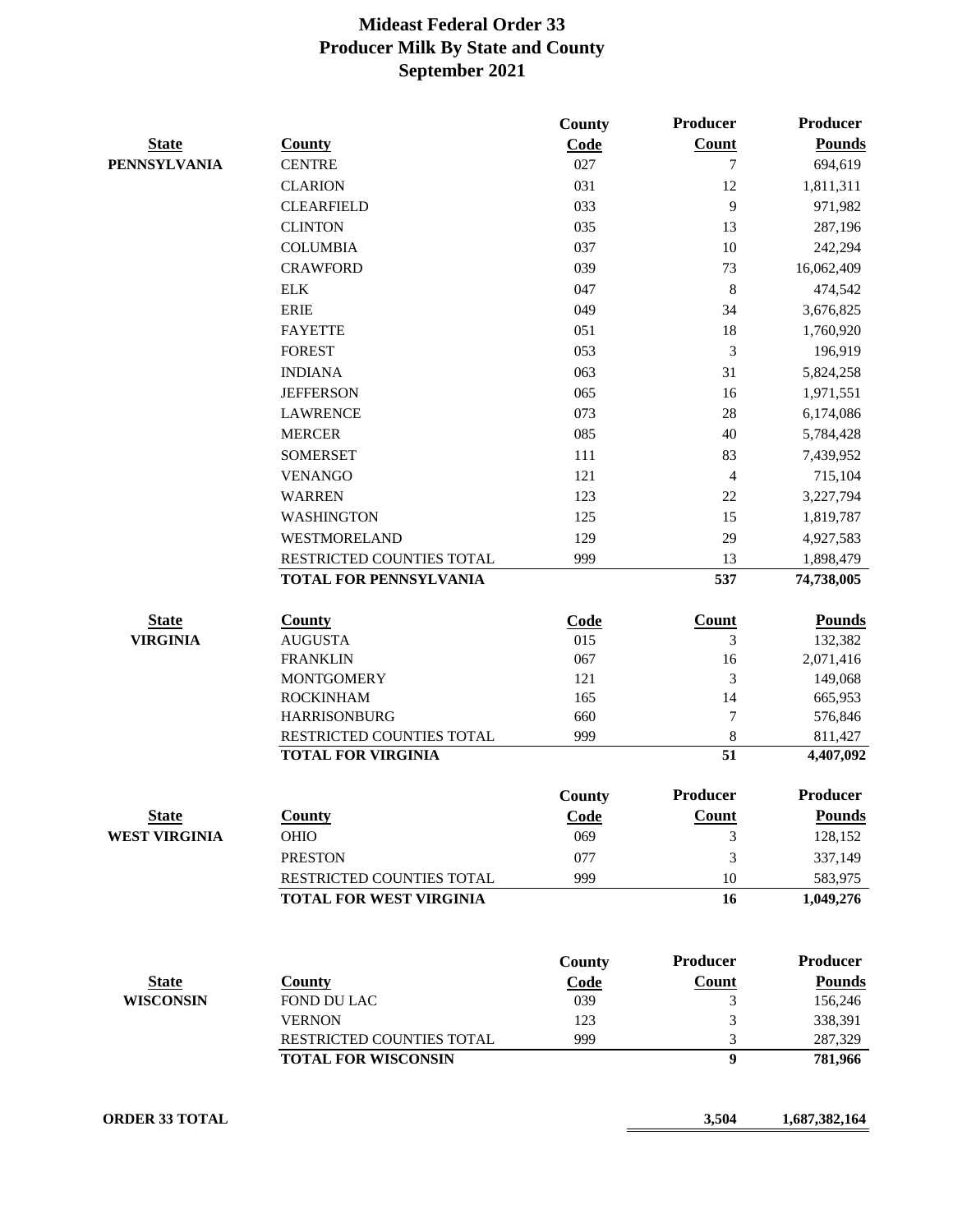# Mideast Federal Order 33
## Producer Milk By State and County
## September 2021

| State | County | County Code | Producer Count | Producer Pounds |
|---|---|---|---|---|
| PENNSYLVANIA | CENTRE | 027 | 7 | 694,619 |
| | CLARION | 031 | 12 | 1,811,311 |
| | CLEARFIELD | 033 | 9 | 971,982 |
| | CLINTON | 035 | 13 | 287,196 |
| | COLUMBIA | 037 | 10 | 242,294 |
| | CRAWFORD | 039 | 73 | 16,062,409 |
| | ELK | 047 | 8 | 474,542 |
| | ERIE | 049 | 34 | 3,676,825 |
| | FAYETTE | 051 | 18 | 1,760,920 |
| | FOREST | 053 | 3 | 196,919 |
| | INDIANA | 063 | 31 | 5,824,258 |
| | JEFFERSON | 065 | 16 | 1,971,551 |
| | LAWRENCE | 073 | 28 | 6,174,086 |
| | MERCER | 085 | 40 | 5,784,428 |
| | SOMERSET | 111 | 83 | 7,439,952 |
| | VENANGO | 121 | 4 | 715,104 |
| | WARREN | 123 | 22 | 3,227,794 |
| | WASHINGTON | 125 | 15 | 1,819,787 |
| | WESTMORELAND | 129 | 29 | 4,927,583 |
| | RESTRICTED COUNTIES TOTAL | 999 | 13 | 1,898,479 |
| | **TOTAL FOR PENNSYLVANIA** | | **537** | **74,738,005** |

| State | County | Code | Count | Pounds |
|---|---|---|---|---|
| VIRGINIA | AUGUSTA | 015 | 3 | 132,382 |
| | FRANKLIN | 067 | 16 | 2,071,416 |
| | MONTGOMERY | 121 | 3 | 149,068 |
| | ROCKINHAM | 165 | 14 | 665,953 |
| | HARRISONBURG | 660 | 7 | 576,846 |
| | RESTRICTED COUNTIES TOTAL | 999 | 8 | 811,427 |
| | **TOTAL FOR VIRGINIA** | | **51** | **4,407,092** |

| State | County | County Code | Producer Count | Producer Pounds |
|---|---|---|---|---|
| WEST VIRGINIA | OHIO | 069 | 3 | 128,152 |
| | PRESTON | 077 | 3 | 337,149 |
| | RESTRICTED COUNTIES TOTAL | 999 | 10 | 583,975 |
| | **TOTAL FOR WEST VIRGINIA** | | **16** | **1,049,276** |

| State | County | County Code | Producer Count | Producer Pounds |
|---|---|---|---|---|
| WISCONSIN | FOND DU LAC | 039 | 3 | 156,246 |
| | VERNON | 123 | 3 | 338,391 |
| | RESTRICTED COUNTIES TOTAL | 999 | 3 | 287,329 |
| | **TOTAL FOR WISCONSIN** | | **9** | **781,966** |

| | | | | |
|---|---|---|---|---|
| **ORDER 33 TOTAL** | | | **3,504** | **1,687,382,164** |